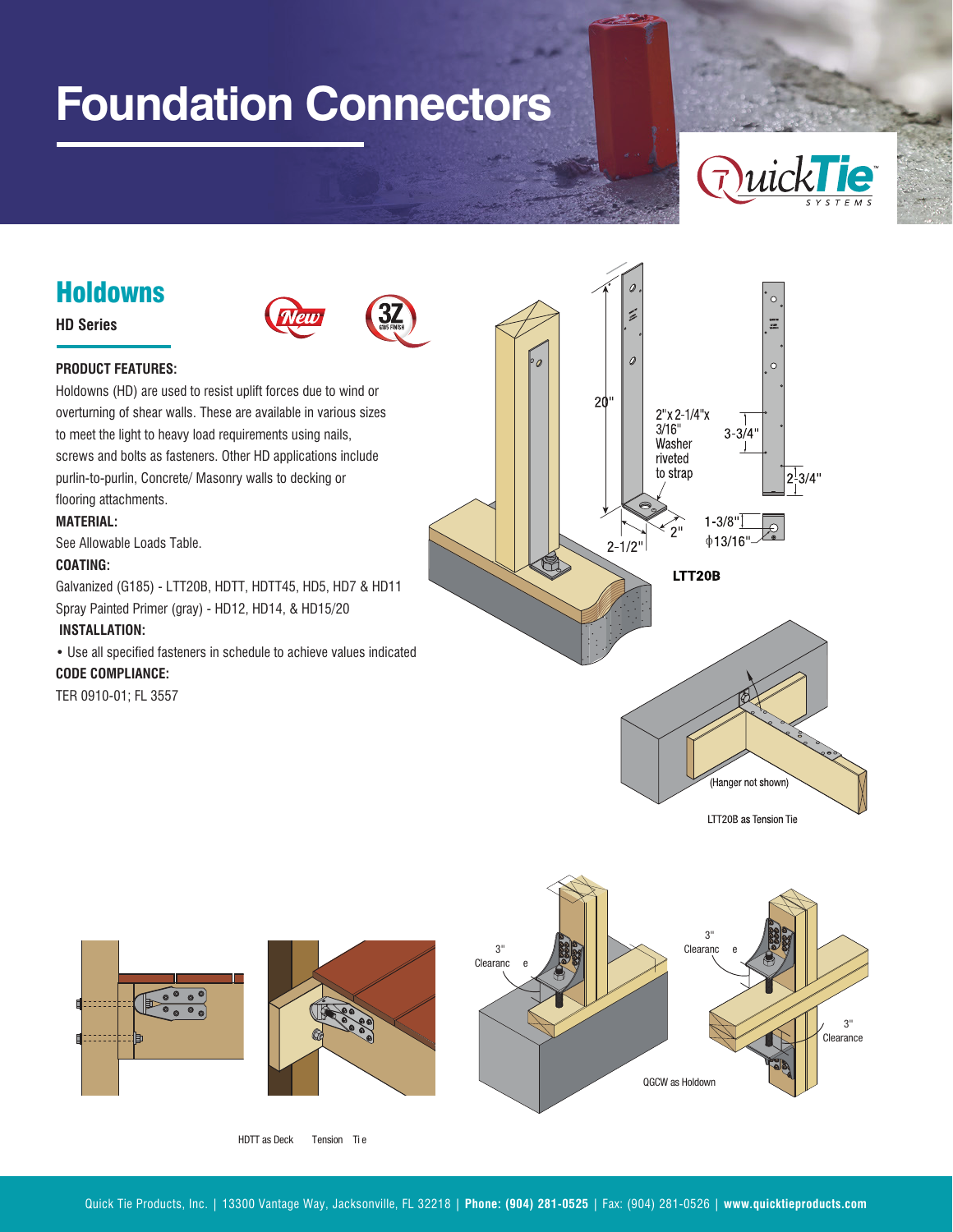# Foundation Connectors

## Holdowns

**HD Series**

**PRODUCT FEATURES:**

Holdowns (HD) are used to resist uplift forces due to wind or overturning of shear walls. These are available in various sizes to meet the light to heavy load requirements using nails, screws and bolts as fasteners. Other HD applications include purlin-to-purlin, Concrete/ Masonry walls to decking or flooring attachments.

**MATERIAL:**

See Allowable Loads Table.

**COATING:**

Galvanized (G185) - LTT20B, HDTT, HDTT45, HD5, HD7 & HD11

Spray Painted Primer (gray) - HD12, HD14, & HD15/20

**INSTALLATION:**

- Use all specified fasteners in schedule to achieve values indicated

**CODE COMPLIANCE:**

TER 0910-01; FL 3557

20"

2"x 2-1/4"x 3/16" Washer riveted to strap

3-3/4"

2-3/4"

1-3/8"

ϕ13/16"

2"

2-1/2"

**LTT20B**

(Hanger not shown)

LTT20B as Tension Tie

3" Clearance

3" Clearance

3" Clearance

QGCW as Holdown

HDTT as Deck Tension Tie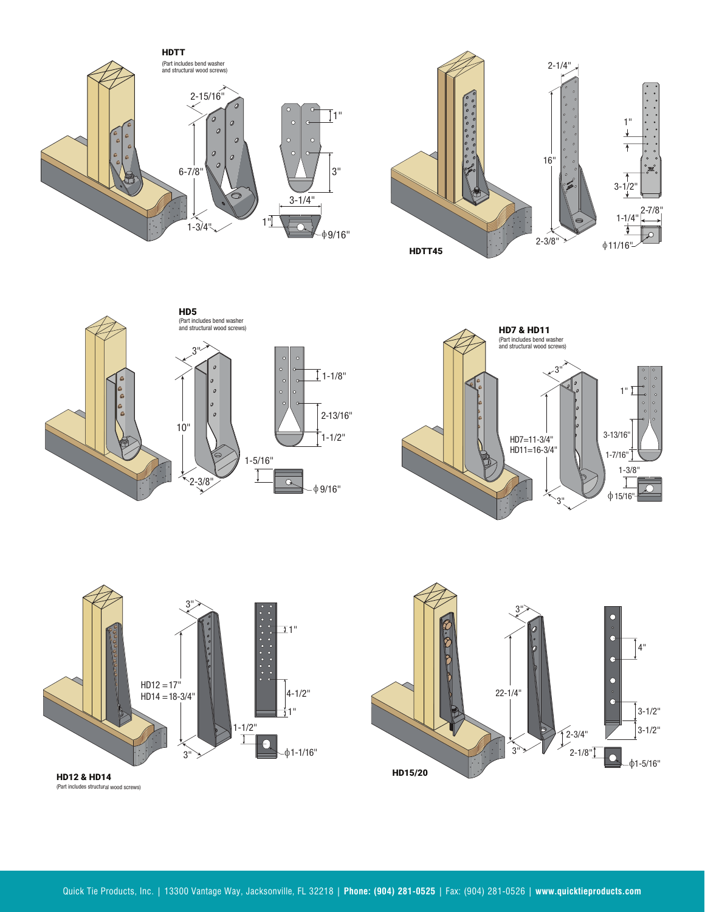**HDTT**
(Part includes bend washer and structural wood screws)

2-15/16"
6-7/8"
1-3/4"
1"
3"
3-1/4"
1"
ϕ9/16"

2-1/4"
16"
2-3/8"
1"
3-1/2"
2-7/8"
1-1/4"
ϕ11/16"

**HDTT45**

**HD5**
(Part includes bend washer and structural wood screws)

3"
10"
2-3/8"
1-1/8"
2-13/16"
1-1/2"
1-5/16"
ϕ 9/16"

**HD7 & HD11**
(Part includes bend washer and structural wood screws)

3"
HD7=11-3/4"
HD11=16-3/4"
3"
1"
3-13/16"
1-7/16"
1-3/8"
ϕ 15/16"

3"
HD12 = 17"
HD14 = 18-3/4"
3"
1"
4-1/2"
1"
1-1/2"
ϕ1-1/16"

**HD12 & HD14**
(Part includes structural wood screws)

3"
22-1/4"
3"
2-3/4"
2-1/8"
4"
3-1/2"
3-1/2"
ϕ1-5/16"

**HD15/20**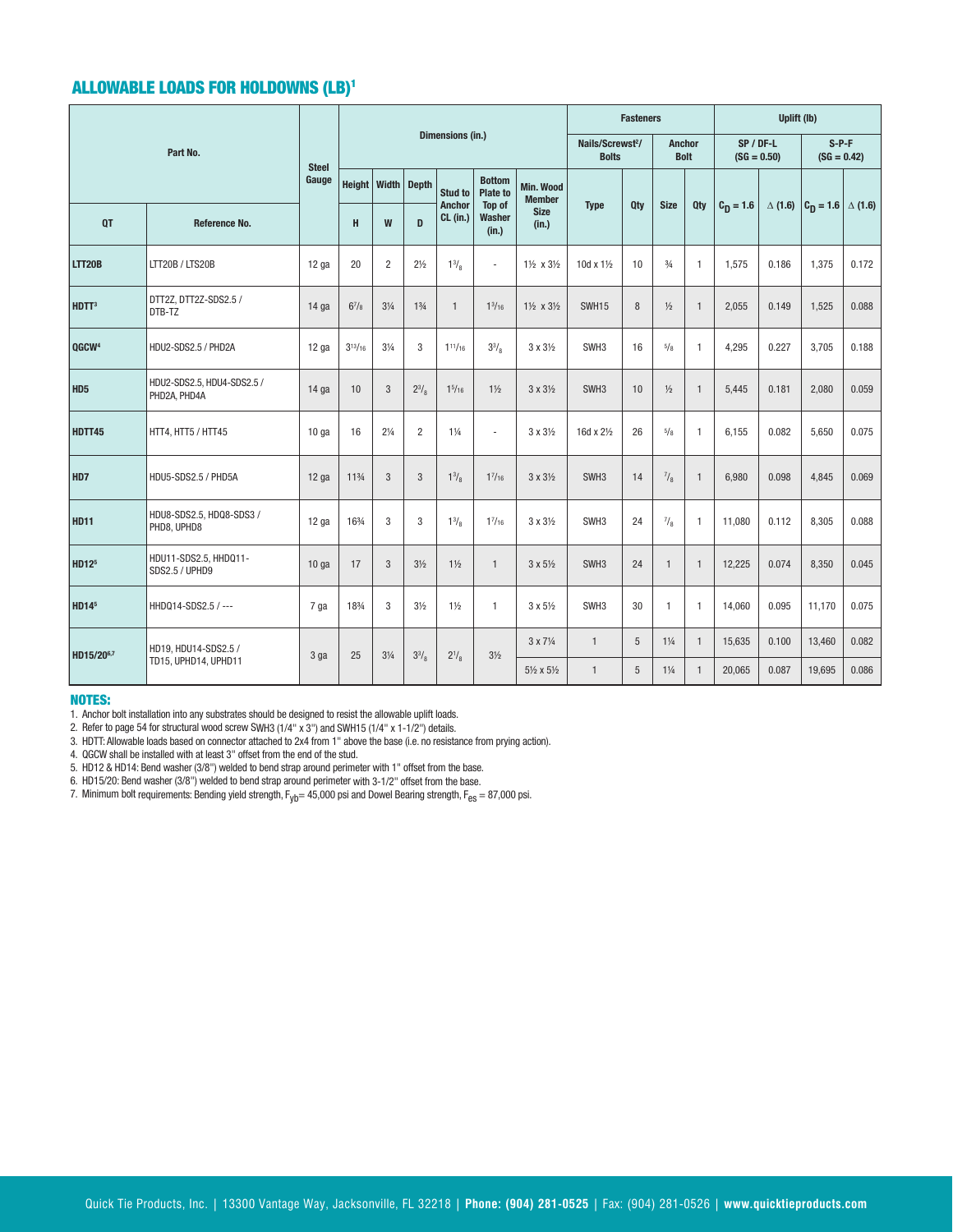## ALLOWABLE LOADS FOR HOLDOWNS (LB)[1]

| Part No. | | Steel Gauge | Dimensions (in.) | | | | | | Fasteners | | | | Uplift (lb) | | | |
|---|---|---|---|---|---|---|---|---|---|---|---|---|---|---|---|---|
| | | | | | | | | | Nails/Screws[2]/ Bolts | | Anchor Bolt | | SP / DF-L (SG = 0.50) | | S-P-F (SG = 0.42) | |
| QT | Reference No. | | Height H | Width W | Depth D | Stud to Anchor CL (in.) | Bottom Plate to Top of Washer (in.) | Min. Wood Member Size (in.) | Type | Qty | Size | Qty | $C_D$ = 1.6 | Δ (1.6) | $C_D$ = 1.6 | Δ (1.6) |
| LTT20B | LTT20B / LTS20B | 12 ga | 20 | 2 | 2½ | 1³⁄₈ | - | 1½ x 3½ | 10d x 1½ | 10 | ¾ | 1 | 1,575 | 0.186 | 1,375 | 0.172 |
| HDTT[3] | DTT2Z, DTT2Z-SDS2.5 / DTB-TZ | 14 ga | 6⁷⁄₈ | 3¼ | 1¾ | 1 | 1³⁄₁₆ | 1½ x 3½ | SWH15 | 8 | ½ | 1 | 2,055 | 0.149 | 1,525 | 0.088 |
| QGCW[4] | HDU2-SDS2.5 / PHD2A | 12 ga | 3¹³⁄₁₆ | 3¼ | 3 | 1¹¹⁄₁₆ | 3³⁄₈ | 3 x 3½ | SWH3 | 16 | ⁵⁄₈ | 1 | 4,295 | 0.227 | 3,705 | 0.188 |
| HD5 | HDU2-SDS2.5, HDU4-SDS2.5 / PHD2A, PHD4A | 14 ga | 10 | 3 | 2³⁄₈ | 1⁵⁄₁₆ | 1½ | 3 x 3½ | SWH3 | 10 | ½ | 1 | 5,445 | 0.181 | 2,080 | 0.059 |
| HDTT45 | HTT4, HTT5 / HTT45 | 10 ga | 16 | 2¼ | 2 | 1¼ | - | 3 x 3½ | 16d x 2½ | 26 | ⁵⁄₈ | 1 | 6,155 | 0.082 | 5,650 | 0.075 |
| HD7 | HDU5-SDS2.5 / PHD5A | 12 ga | 11¾ | 3 | 3 | 1³⁄₈ | 1⁷⁄₁₆ | 3 x 3½ | SWH3 | 14 | ⁷⁄₈ | 1 | 6,980 | 0.098 | 4,845 | 0.069 |
| HD11 | HDU8-SDS2.5, HDQ8-SDS3 / PHD8, UPHD8 | 12 ga | 16¾ | 3 | 3 | 1³⁄₈ | 1⁷⁄₁₆ | 3 x 3½ | SWH3 | 24 | ⁷⁄₈ | 1 | 11,080 | 0.112 | 8,305 | 0.088 |
| HD12[5] | HDU11-SDS2.5, HHDQ11-SDS2.5 / UPHD9 | 10 ga | 17 | 3 | 3½ | 1½ | 1 | 3 x 5½ | SWH3 | 24 | 1 | 1 | 12,225 | 0.074 | 8,350 | 0.045 |
| HD14[5] | HHDQ14-SDS2.5 / --- | 7 ga | 18¾ | 3 | 3½ | 1½ | 1 | 3 x 5½ | SWH3 | 30 | 1 | 1 | 14,060 | 0.095 | 11,170 | 0.075 |
| HD15/20[6,7] | HD19, HDU14-SDS2.5 / TD15, UPHD14, UPHD11 | 3 ga | 25 | 3¼ | 3³⁄₈ | 2¹⁄₈ | 3½ | 3 x 7¼ | 1 | 5 | 1¼ | 1 | 15,635 | 0.100 | 13,460 | 0.082 |
| | | | | | | | | 5½ x 5½ | 1 | 5 | 1¼ | 1 | 20,065 | 0.087 | 19,695 | 0.086 |

### NOTES:

1. Anchor bolt installation into any substrates should be designed to resist the allowable uplift loads.
2. Refer to page 54 for structural wood screw SWH3 (1/4" x 3") and SWH15 (1/4" x 1-1/2") details.
3. HDTT: Allowable loads based on connector attached to 2x4 from 1" above the base (i.e. no resistance from prying action).
4. QGCW shall be installed with at least 3" offset from the end of the stud.
5. HD12 & HD14: Bend washer (3/8") welded to bend strap around perimeter with 1" offset from the base.
6. HD15/20: Bend washer (3/8") welded to bend strap around perimeter with 3-1/2" offset from the base.
7. Minimum bolt requirements: Bending yield strength, $F_{yb}$= 45,000 psi and Dowel Bearing strength, $F_{es}$ = 87,000 psi.